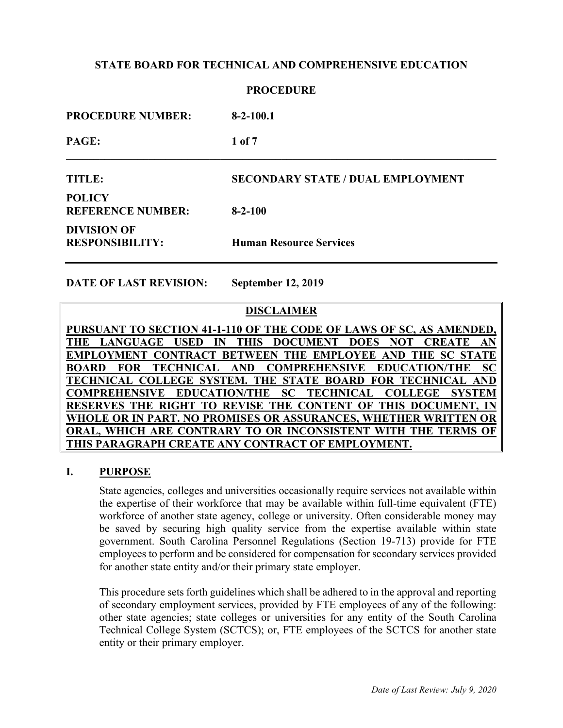**STATE BOARD FOR TECHNICAL AND COMPREHENSIVE EDUCATION**

**PROCEDURE**

| | |
|---|---|
| **PROCEDURE NUMBER:** | **8-2-100.1** |
| **PAGE:** | **1 of 7** |
| **TITLE:** | **SECONDARY STATE / DUAL EMPLOYMENT** |
| **POLICY REFERENCE NUMBER:** | **8-2-100** |
| **DIVISION OF RESPONSIBILITY:** | **Human Resource Services** |

**DATE OF LAST REVISION:** **September 12, 2019**

**DISCLAIMER**

**PURSUANT TO SECTION 41-1-110 OF THE CODE OF LAWS OF SC, AS AMENDED, THE LANGUAGE USED IN THIS DOCUMENT DOES NOT CREATE AN EMPLOYMENT CONTRACT BETWEEN THE EMPLOYEE AND THE SC STATE BOARD FOR TECHNICAL AND COMPREHENSIVE EDUCATION/THE SC TECHNICAL COLLEGE SYSTEM. THE STATE BOARD FOR TECHNICAL AND COMPREHENSIVE EDUCATION/THE SC TECHNICAL COLLEGE SYSTEM RESERVES THE RIGHT TO REVISE THE CONTENT OF THIS DOCUMENT, IN WHOLE OR IN PART. NO PROMISES OR ASSURANCES, WHETHER WRITTEN OR ORAL, WHICH ARE CONTRARY TO OR INCONSISTENT WITH THE TERMS OF THIS PARAGRAPH CREATE ANY CONTRACT OF EMPLOYMENT.**

## I. PURPOSE

State agencies, colleges and universities occasionally require services not available within the expertise of their workforce that may be available within full-time equivalent (FTE) workforce of another state agency, college or university. Often considerable money may be saved by securing high quality service from the expertise available within state government. South Carolina Personnel Regulations (Section 19-713) provide for FTE employees to perform and be considered for compensation for secondary services provided for another state entity and/or their primary state employer.

This procedure sets forth guidelines which shall be adhered to in the approval and reporting of secondary employment services, provided by FTE employees of any of the following: other state agencies; state colleges or universities for any entity of the South Carolina Technical College System (SCTCS); or, FTE employees of the SCTCS for another state entity or their primary employer.

*Date of Last Review: July 9, 2020*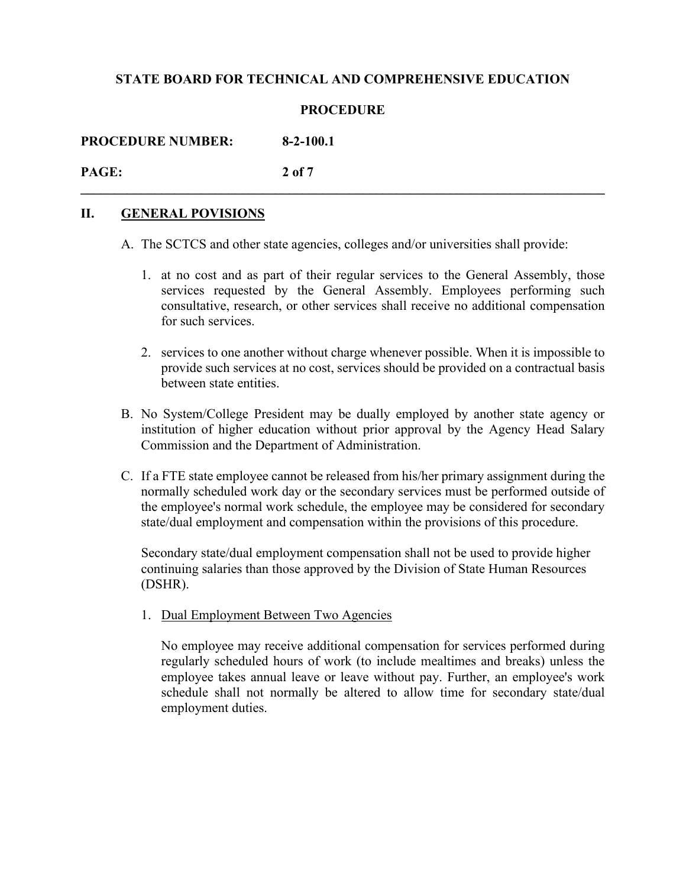## II. GENERAL POVISIONS

A. The SCTCS and other state agencies, colleges and/or universities shall provide:

1. at no cost and as part of their regular services to the General Assembly, those services requested by the General Assembly. Employees performing such consultative, research, or other services shall receive no additional compensation for such services.

2. services to one another without charge whenever possible. When it is impossible to provide such services at no cost, services should be provided on a contractual basis between state entities.

B. No System/College President may be dually employed by another state agency or institution of higher education without prior approval by the Agency Head Salary Commission and the Department of Administration.

C. If a FTE state employee cannot be released from his/her primary assignment during the normally scheduled work day or the secondary services must be performed outside of the employee's normal work schedule, the employee may be considered for secondary state/dual employment and compensation within the provisions of this procedure.

   Secondary state/dual employment compensation shall not be used to provide higher continuing salaries than those approved by the Division of State Human Resources (DSHR).

   1. Dual Employment Between Two Agencies

      No employee may receive additional compensation for services performed during regularly scheduled hours of work (to include mealtimes and breaks) unless the employee takes annual leave or leave without pay. Further, an employee's work schedule shall not normally be altered to allow time for secondary state/dual employment duties.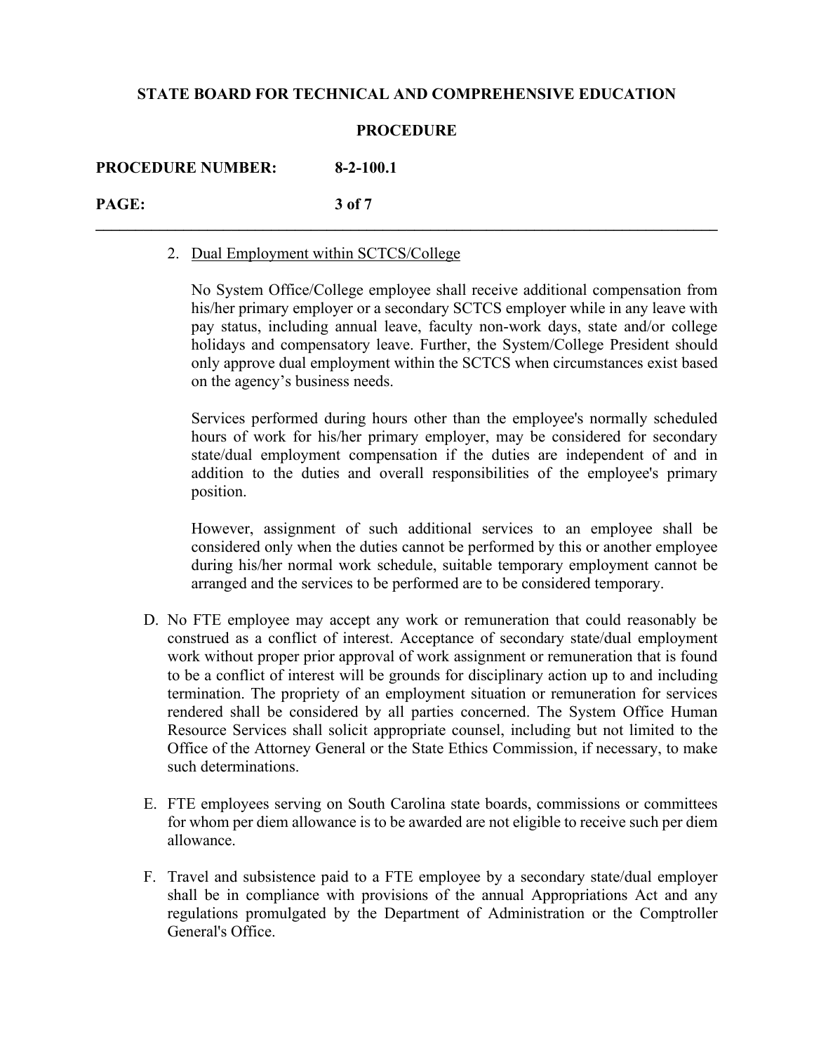2. Dual Employment within SCTCS/College

   No System Office/College employee shall receive additional compensation from his/her primary employer or a secondary SCTCS employer while in any leave with pay status, including annual leave, faculty non-work days, state and/or college holidays and compensatory leave. Further, the System/College President should only approve dual employment within the SCTCS when circumstances exist based on the agency's business needs.

   Services performed during hours other than the employee's normally scheduled hours of work for his/her primary employer, may be considered for secondary state/dual employment compensation if the duties are independent of and in addition to the duties and overall responsibilities of the employee's primary position.

   However, assignment of such additional services to an employee shall be considered only when the duties cannot be performed by this or another employee during his/her normal work schedule, suitable temporary employment cannot be arranged and the services to be performed are to be considered temporary.

D. No FTE employee may accept any work or remuneration that could reasonably be construed as a conflict of interest. Acceptance of secondary state/dual employment work without proper prior approval of work assignment or remuneration that is found to be a conflict of interest will be grounds for disciplinary action up to and including termination. The propriety of an employment situation or remuneration for services rendered shall be considered by all parties concerned. The System Office Human Resource Services shall solicit appropriate counsel, including but not limited to the Office of the Attorney General or the State Ethics Commission, if necessary, to make such determinations.

E. FTE employees serving on South Carolina state boards, commissions or committees for whom per diem allowance is to be awarded are not eligible to receive such per diem allowance.

F. Travel and subsistence paid to a FTE employee by a secondary state/dual employer shall be in compliance with provisions of the annual Appropriations Act and any regulations promulgated by the Department of Administration or the Comptroller General's Office.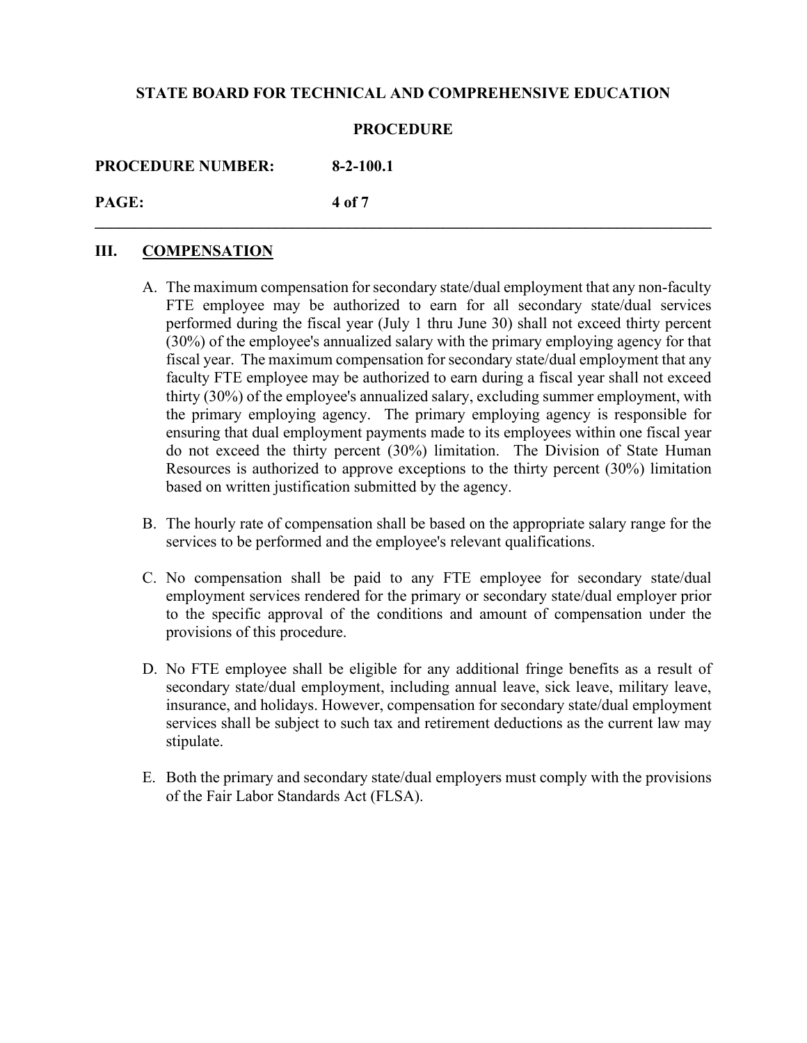## III. COMPENSATION

A. The maximum compensation for secondary state/dual employment that any non-faculty FTE employee may be authorized to earn for all secondary state/dual services performed during the fiscal year (July 1 thru June 30) shall not exceed thirty percent (30%) of the employee's annualized salary with the primary employing agency for that fiscal year. The maximum compensation for secondary state/dual employment that any faculty FTE employee may be authorized to earn during a fiscal year shall not exceed thirty (30%) of the employee's annualized salary, excluding summer employment, with the primary employing agency. The primary employing agency is responsible for ensuring that dual employment payments made to its employees within one fiscal year do not exceed the thirty percent (30%) limitation. The Division of State Human Resources is authorized to approve exceptions to the thirty percent (30%) limitation based on written justification submitted by the agency.

B. The hourly rate of compensation shall be based on the appropriate salary range for the services to be performed and the employee's relevant qualifications.

C. No compensation shall be paid to any FTE employee for secondary state/dual employment services rendered for the primary or secondary state/dual employer prior to the specific approval of the conditions and amount of compensation under the provisions of this procedure.

D. No FTE employee shall be eligible for any additional fringe benefits as a result of secondary state/dual employment, including annual leave, sick leave, military leave, insurance, and holidays. However, compensation for secondary state/dual employment services shall be subject to such tax and retirement deductions as the current law may stipulate.

E. Both the primary and secondary state/dual employers must comply with the provisions of the Fair Labor Standards Act (FLSA).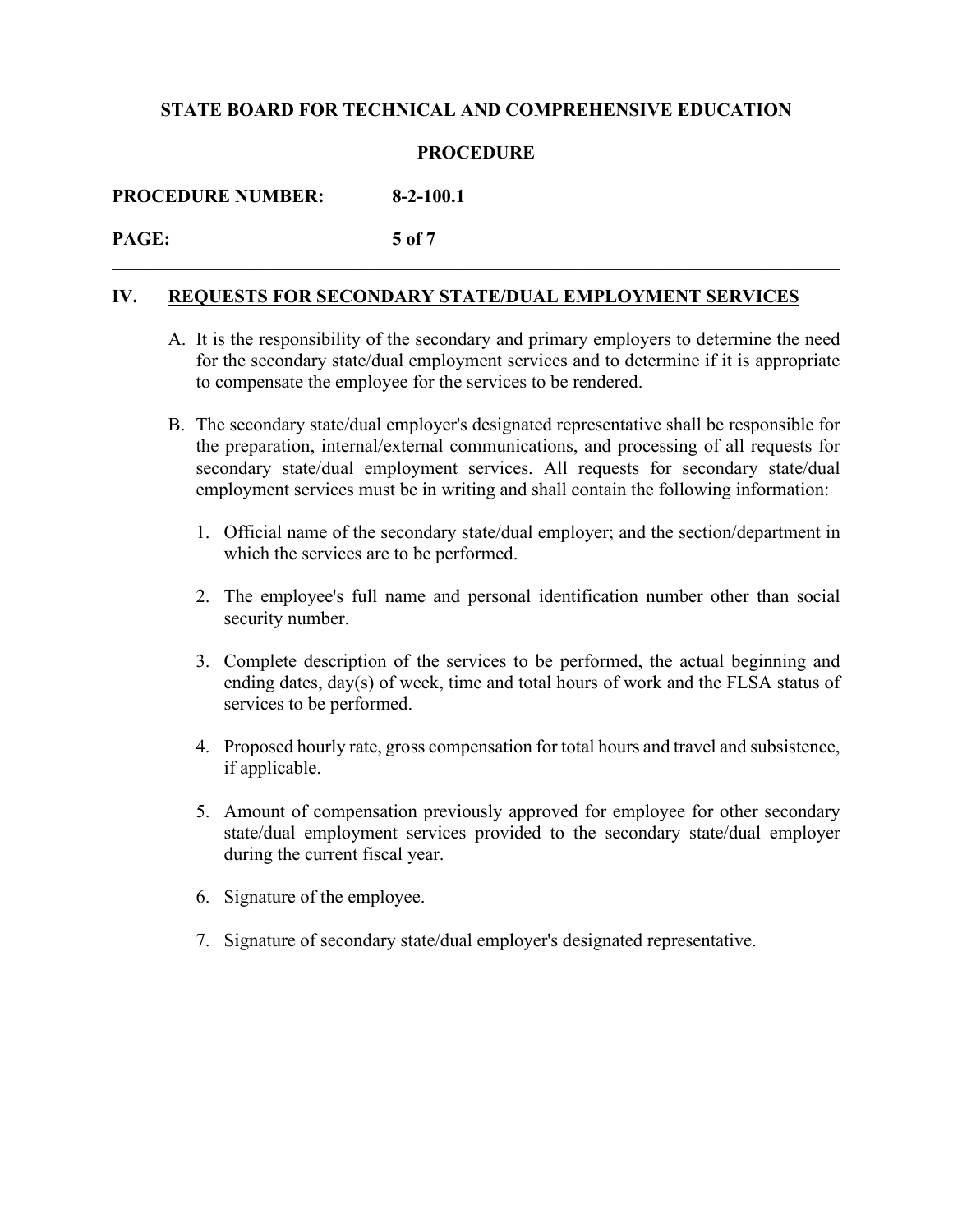## IV. REQUESTS FOR SECONDARY STATE/DUAL EMPLOYMENT SERVICES

A. It is the responsibility of the secondary and primary employers to determine the need for the secondary state/dual employment services and to determine if it is appropriate to compensate the employee for the services to be rendered.

B. The secondary state/dual employer's designated representative shall be responsible for the preparation, internal/external communications, and processing of all requests for secondary state/dual employment services. All requests for secondary state/dual employment services must be in writing and shall contain the following information:

   1. Official name of the secondary state/dual employer; and the section/department in which the services are to be performed.

   2. The employee's full name and personal identification number other than social security number.

   3. Complete description of the services to be performed, the actual beginning and ending dates, day(s) of week, time and total hours of work and the FLSA status of services to be performed.

   4. Proposed hourly rate, gross compensation for total hours and travel and subsistence, if applicable.

   5. Amount of compensation previously approved for employee for other secondary state/dual employment services provided to the secondary state/dual employer during the current fiscal year.

   6. Signature of the employee.

   7. Signature of secondary state/dual employer's designated representative.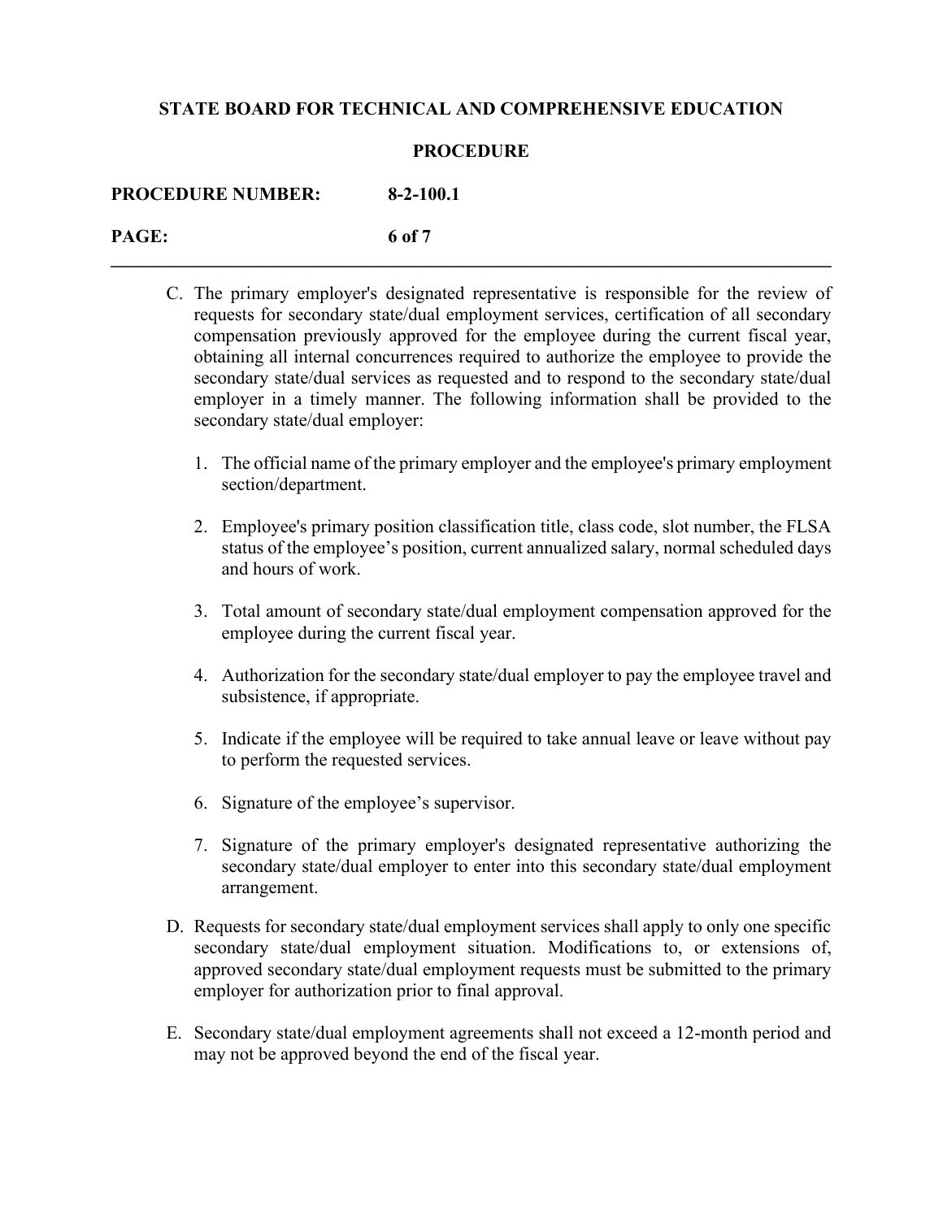C. The primary employer's designated representative is responsible for the review of requests for secondary state/dual employment services, certification of all secondary compensation previously approved for the employee during the current fiscal year, obtaining all internal concurrences required to authorize the employee to provide the secondary state/dual services as requested and to respond to the secondary state/dual employer in a timely manner. The following information shall be provided to the secondary state/dual employer:

   1. The official name of the primary employer and the employee's primary employment section/department.

   2. Employee's primary position classification title, class code, slot number, the FLSA status of the employee's position, current annualized salary, normal scheduled days and hours of work.

   3. Total amount of secondary state/dual employment compensation approved for the employee during the current fiscal year.

   4. Authorization for the secondary state/dual employer to pay the employee travel and subsistence, if appropriate.

   5. Indicate if the employee will be required to take annual leave or leave without pay to perform the requested services.

   6. Signature of the employee's supervisor.

   7. Signature of the primary employer's designated representative authorizing the secondary state/dual employer to enter into this secondary state/dual employment arrangement.

D. Requests for secondary state/dual employment services shall apply to only one specific secondary state/dual employment situation. Modifications to, or extensions of, approved secondary state/dual employment requests must be submitted to the primary employer for authorization prior to final approval.

E. Secondary state/dual employment agreements shall not exceed a 12-month period and may not be approved beyond the end of the fiscal year.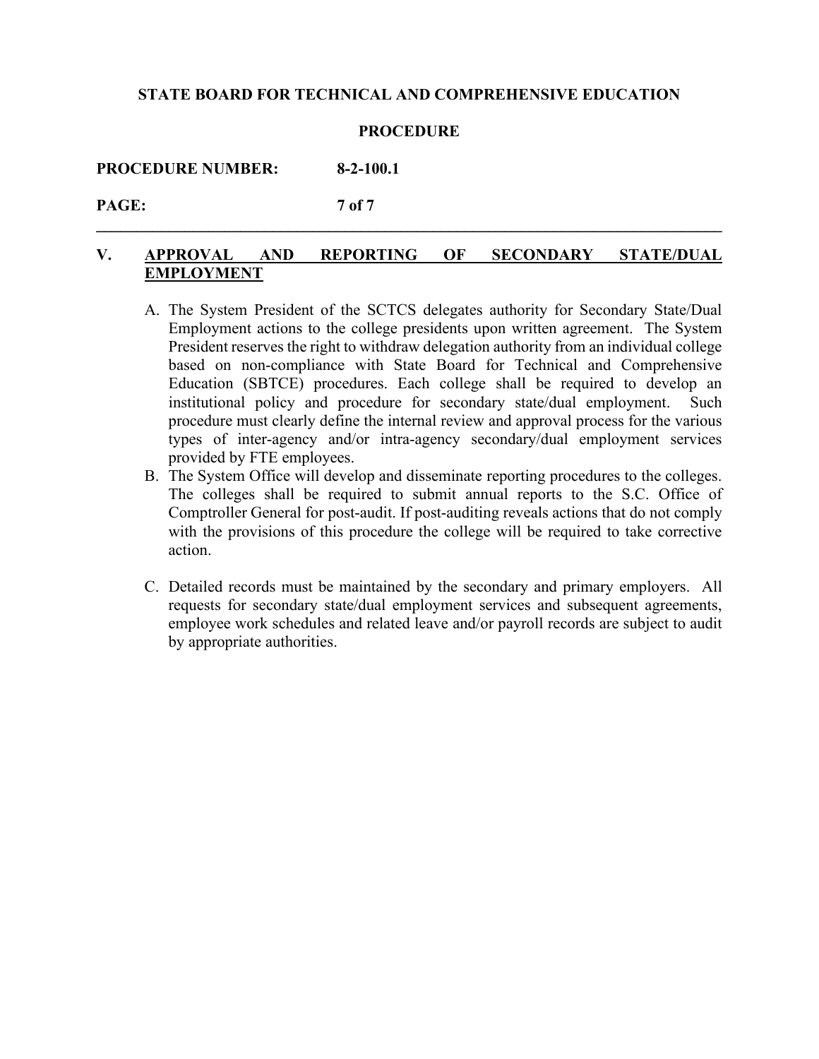## V. APPROVAL AND REPORTING OF SECONDARY STATE/DUAL EMPLOYMENT

A. The System President of the SCTCS delegates authority for Secondary State/Dual Employment actions to the college presidents upon written agreement. The System President reserves the right to withdraw delegation authority from an individual college based on non-compliance with State Board for Technical and Comprehensive Education (SBTCE) procedures. Each college shall be required to develop an institutional policy and procedure for secondary state/dual employment. Such procedure must clearly define the internal review and approval process for the various types of inter-agency and/or intra-agency secondary/dual employment services provided by FTE employees.

B. The System Office will develop and disseminate reporting procedures to the colleges. The colleges shall be required to submit annual reports to the S.C. Office of Comptroller General for post-audit. If post-auditing reveals actions that do not comply with the provisions of this procedure the college will be required to take corrective action.

C. Detailed records must be maintained by the secondary and primary employers. All requests for secondary state/dual employment services and subsequent agreements, employee work schedules and related leave and/or payroll records are subject to audit by appropriate authorities.